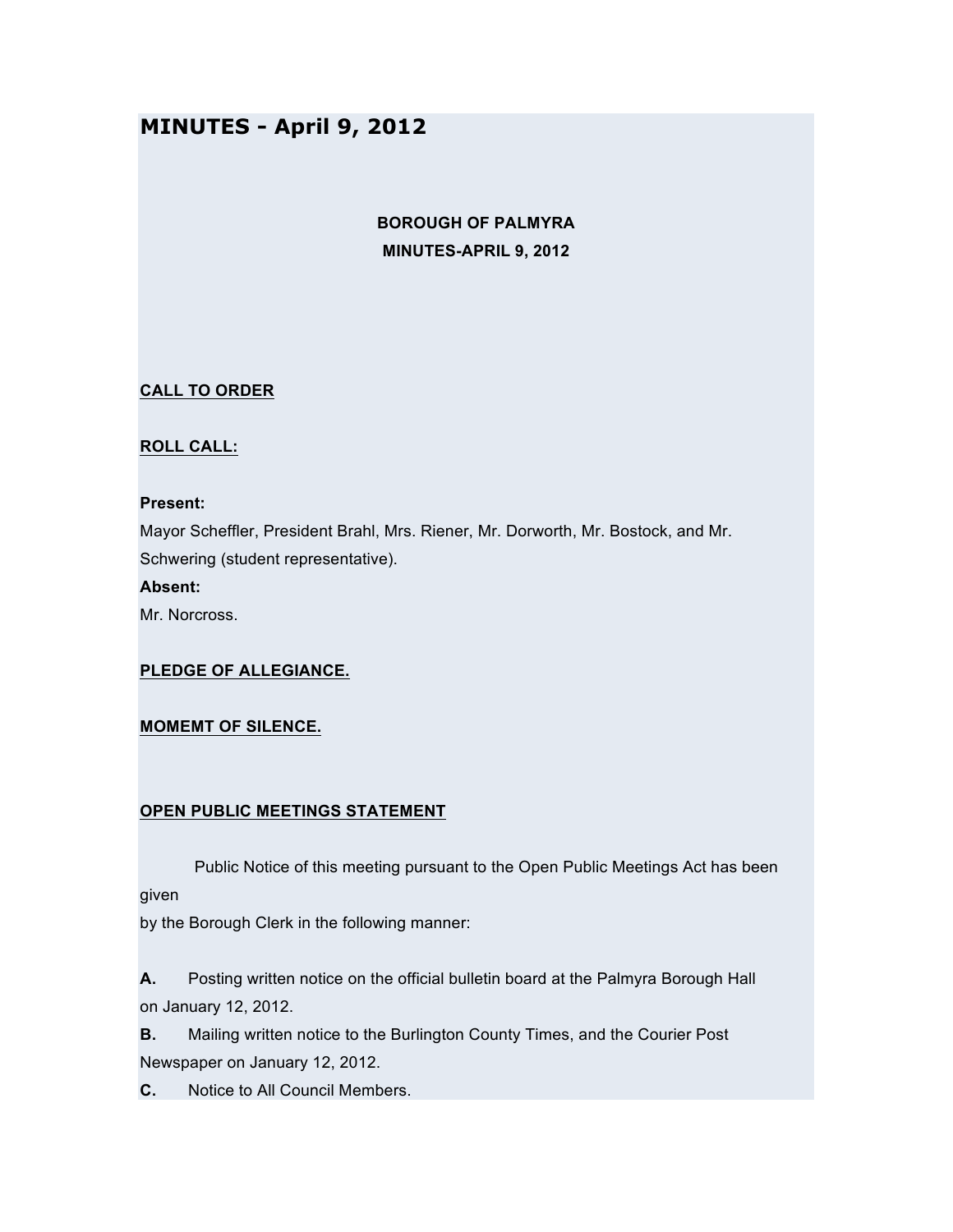# MINUTES - April 9, 2012

**BOROUGH OF PALMYRA**
**MINUTES-APRIL 9, 2012**

**CALL TO ORDER**

**ROLL CALL:**

**Present:**
Mayor Scheffler, President Brahl, Mrs. Riener, Mr. Dorworth, Mr. Bostock, and Mr. Schwering (student representative).

**Absent:**
Mr. Norcross.

**PLEDGE OF ALLEGIANCE.**

**MOMEMT OF SILENCE.**

**OPEN PUBLIC MEETINGS STATEMENT**

Public Notice of this meeting pursuant to the Open Public Meetings Act has been given
by the Borough Clerk in the following manner:

**A.** Posting written notice on the official bulletin board at the Palmyra Borough Hall on January 12, 2012.

**B.** Mailing written notice to the Burlington County Times, and the Courier Post Newspaper on January 12, 2012.

**C.** Notice to All Council Members.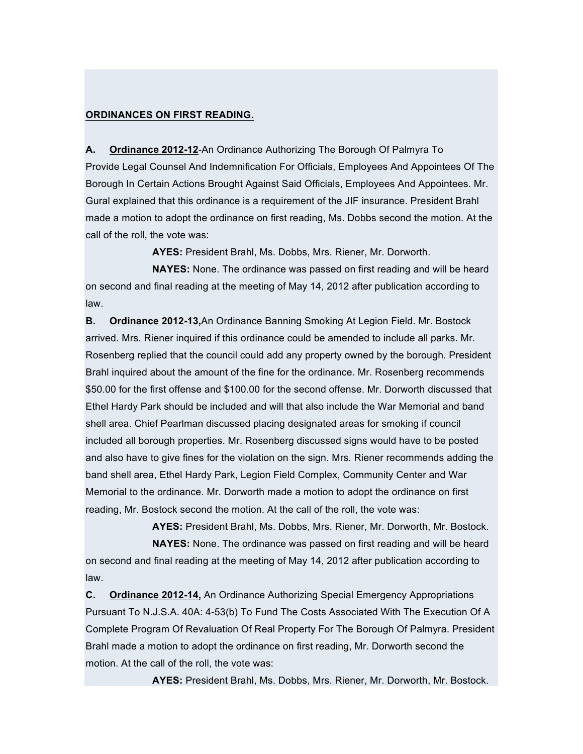**ORDINANCES ON FIRST READING.**

**A. Ordinance 2012-12**-An Ordinance Authorizing The Borough Of Palmyra To Provide Legal Counsel And Indemnification For Officials, Employees And Appointees Of The Borough In Certain Actions Brought Against Said Officials, Employees And Appointees. Mr. Gural explained that this ordinance is a requirement of the JIF insurance. President Brahl made a motion to adopt the ordinance on first reading, Ms. Dobbs second the motion. At the call of the roll, the vote was:

**AYES:** President Brahl, Ms. Dobbs, Mrs. Riener, Mr. Dorworth.

**NAYES:** None. The ordinance was passed on first reading and will be heard on second and final reading at the meeting of May 14, 2012 after publication according to law.

**B. Ordinance 2012-13,** An Ordinance Banning Smoking At Legion Field. Mr. Bostock arrived. Mrs. Riener inquired if this ordinance could be amended to include all parks. Mr. Rosenberg replied that the council could add any property owned by the borough. President Brahl inquired about the amount of the fine for the ordinance. Mr. Rosenberg recommends $50.00 for the first offense and $100.00 for the second offense. Mr. Dorworth discussed that Ethel Hardy Park should be included and will that also include the War Memorial and band shell area. Chief Pearlman discussed placing designated areas for smoking if council included all borough properties. Mr. Rosenberg discussed signs would have to be posted and also have to give fines for the violation on the sign. Mrs. Riener recommends adding the band shell area, Ethel Hardy Park, Legion Field Complex, Community Center and War Memorial to the ordinance. Mr. Dorworth made a motion to adopt the ordinance on first reading, Mr. Bostock second the motion. At the call of the roll, the vote was:

**AYES:** President Brahl, Ms. Dobbs, Mrs. Riener, Mr. Dorworth, Mr. Bostock.

**NAYES:** None. The ordinance was passed on first reading and will be heard on second and final reading at the meeting of May 14, 2012 after publication according to law.

**C. Ordinance 2012-14,** An Ordinance Authorizing Special Emergency Appropriations Pursuant To N.J.S.A. 40A: 4-53(b) To Fund The Costs Associated With The Execution Of A Complete Program Of Revaluation Of Real Property For The Borough Of Palmyra. President Brahl made a motion to adopt the ordinance on first reading, Mr. Dorworth second the motion. At the call of the roll, the vote was:

**AYES:** President Brahl, Ms. Dobbs, Mrs. Riener, Mr. Dorworth, Mr. Bostock.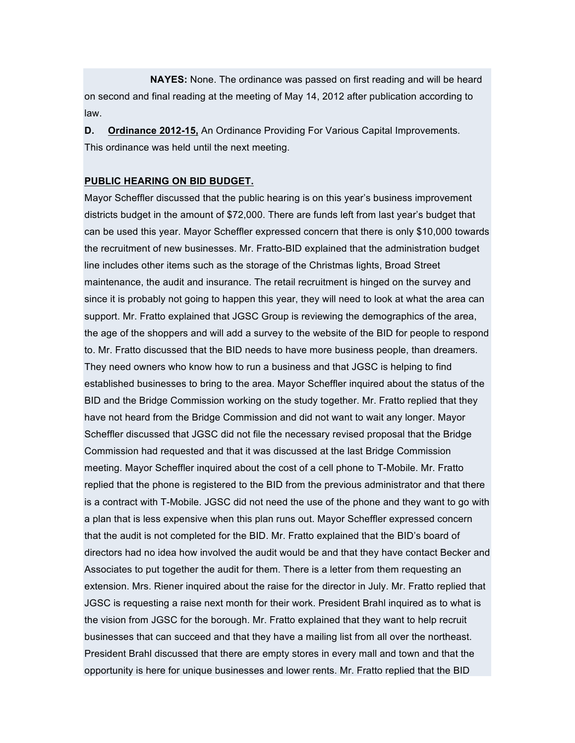**NAYES:** None. The ordinance was passed on first reading and will be heard on second and final reading at the meeting of May 14, 2012 after publication according to law.

**D.** **Ordinance 2012-15,** An Ordinance Providing For Various Capital Improvements. This ordinance was held until the next meeting.

**PUBLIC HEARING ON BID BUDGET.**

Mayor Scheffler discussed that the public hearing is on this year's business improvement districts budget in the amount of $72,000. There are funds left from last year's budget that can be used this year. Mayor Scheffler expressed concern that there is only $10,000 towards the recruitment of new businesses. Mr. Fratto-BID explained that the administration budget line includes other items such as the storage of the Christmas lights, Broad Street maintenance, the audit and insurance. The retail recruitment is hinged on the survey and since it is probably not going to happen this year, they will need to look at what the area can support. Mr. Fratto explained that JGSC Group is reviewing the demographics of the area, the age of the shoppers and will add a survey to the website of the BID for people to respond to. Mr. Fratto discussed that the BID needs to have more business people, than dreamers. They need owners who know how to run a business and that JGSC is helping to find established businesses to bring to the area. Mayor Scheffler inquired about the status of the BID and the Bridge Commission working on the study together. Mr. Fratto replied that they have not heard from the Bridge Commission and did not want to wait any longer. Mayor Scheffler discussed that JGSC did not file the necessary revised proposal that the Bridge Commission had requested and that it was discussed at the last Bridge Commission meeting. Mayor Scheffler inquired about the cost of a cell phone to T-Mobile. Mr. Fratto replied that the phone is registered to the BID from the previous administrator and that there is a contract with T-Mobile. JGSC did not need the use of the phone and they want to go with a plan that is less expensive when this plan runs out. Mayor Scheffler expressed concern that the audit is not completed for the BID. Mr. Fratto explained that the BID's board of directors had no idea how involved the audit would be and that they have contact Becker and Associates to put together the audit for them. There is a letter from them requesting an extension. Mrs. Riener inquired about the raise for the director in July. Mr. Fratto replied that JGSC is requesting a raise next month for their work. President Brahl inquired as to what is the vision from JGSC for the borough. Mr. Fratto explained that they want to help recruit businesses that can succeed and that they have a mailing list from all over the northeast. President Brahl discussed that there are empty stores in every mall and town and that the opportunity is here for unique businesses and lower rents. Mr. Fratto replied that the BID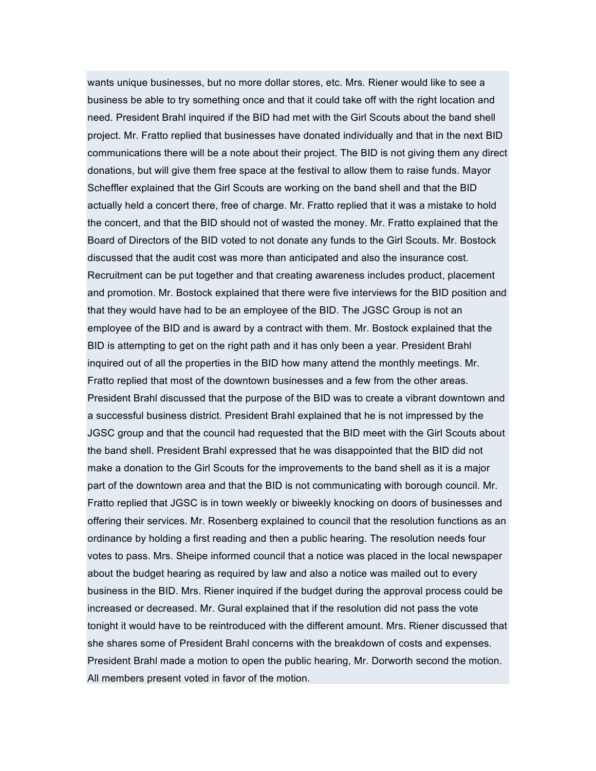wants unique businesses, but no more dollar stores, etc. Mrs. Riener would like to see a business be able to try something once and that it could take off with the right location and need. President Brahl inquired if the BID had met with the Girl Scouts about the band shell project. Mr. Fratto replied that businesses have donated individually and that in the next BID communications there will be a note about their project. The BID is not giving them any direct donations, but will give them free space at the festival to allow them to raise funds. Mayor Scheffler explained that the Girl Scouts are working on the band shell and that the BID actually held a concert there, free of charge. Mr. Fratto replied that it was a mistake to hold the concert, and that the BID should not of wasted the money. Mr. Fratto explained that the Board of Directors of the BID voted to not donate any funds to the Girl Scouts. Mr. Bostock discussed that the audit cost was more than anticipated and also the insurance cost. Recruitment can be put together and that creating awareness includes product, placement and promotion. Mr. Bostock explained that there were five interviews for the BID position and that they would have had to be an employee of the BID. The JGSC Group is not an employee of the BID and is award by a contract with them. Mr. Bostock explained that the BID is attempting to get on the right path and it has only been a year. President Brahl inquired out of all the properties in the BID how many attend the monthly meetings. Mr. Fratto replied that most of the downtown businesses and a few from the other areas. President Brahl discussed that the purpose of the BID was to create a vibrant downtown and a successful business district. President Brahl explained that he is not impressed by the JGSC group and that the council had requested that the BID meet with the Girl Scouts about the band shell. President Brahl expressed that he was disappointed that the BID did not make a donation to the Girl Scouts for the improvements to the band shell as it is a major part of the downtown area and that the BID is not communicating with borough council. Mr. Fratto replied that JGSC is in town weekly or biweekly knocking on doors of businesses and offering their services. Mr. Rosenberg explained to council that the resolution functions as an ordinance by holding a first reading and then a public hearing. The resolution needs four votes to pass. Mrs. Sheipe informed council that a notice was placed in the local newspaper about the budget hearing as required by law and also a notice was mailed out to every business in the BID. Mrs. Riener inquired if the budget during the approval process could be increased or decreased. Mr. Gural explained that if the resolution did not pass the vote tonight it would have to be reintroduced with the different amount. Mrs. Riener discussed that she shares some of President Brahl concerns with the breakdown of costs and expenses. President Brahl made a motion to open the public hearing, Mr. Dorworth second the motion. All members present voted in favor of the motion.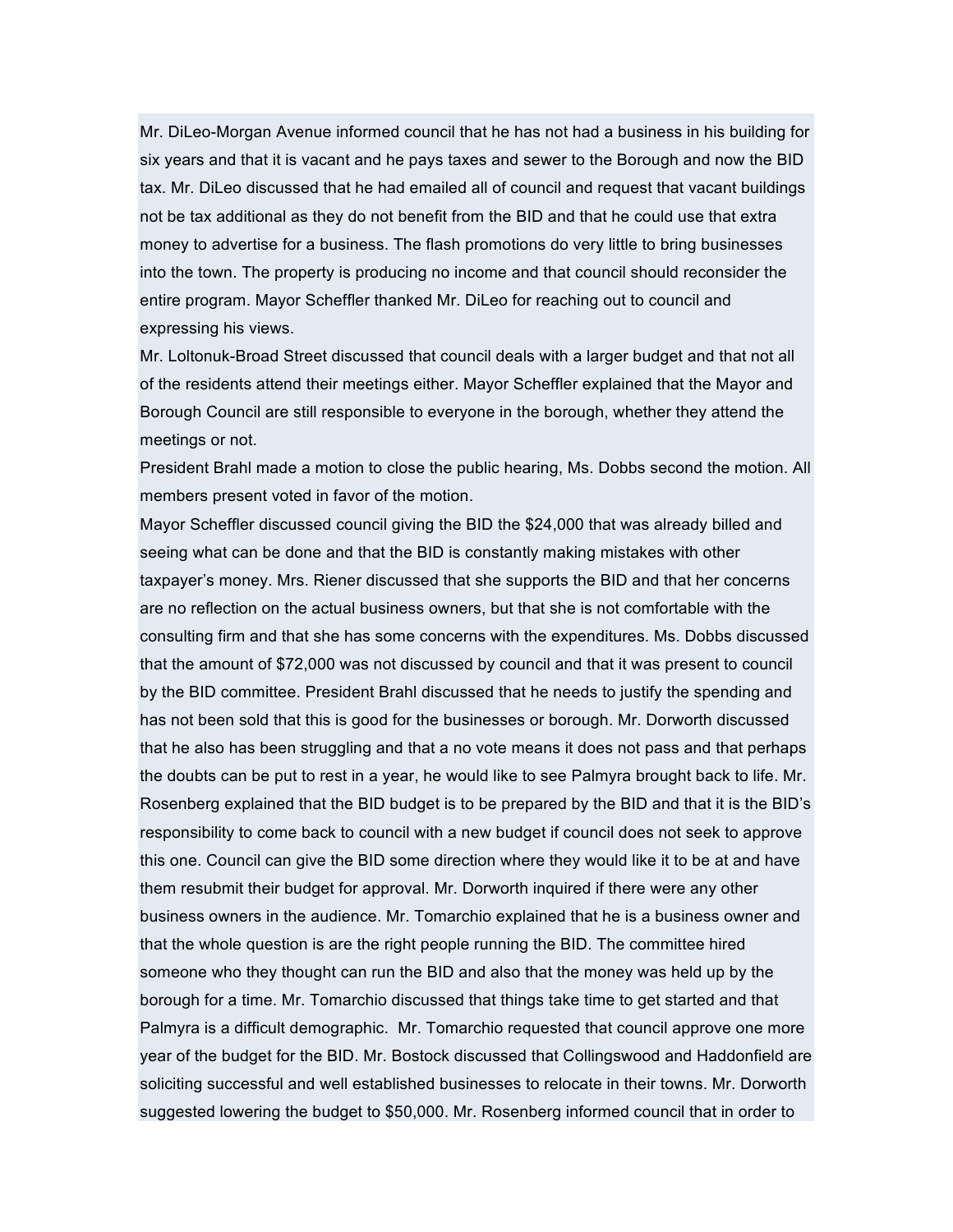Mr. DiLeo-Morgan Avenue informed council that he has not had a business in his building for six years and that it is vacant and he pays taxes and sewer to the Borough and now the BID tax. Mr. DiLeo discussed that he had emailed all of council and request that vacant buildings not be tax additional as they do not benefit from the BID and that he could use that extra money to advertise for a business. The flash promotions do very little to bring businesses into the town. The property is producing no income and that council should reconsider the entire program. Mayor Scheffler thanked Mr. DiLeo for reaching out to council and expressing his views.

Mr. Loltonuk-Broad Street discussed that council deals with a larger budget and that not all of the residents attend their meetings either. Mayor Scheffler explained that the Mayor and Borough Council are still responsible to everyone in the borough, whether they attend the meetings or not.

President Brahl made a motion to close the public hearing, Ms. Dobbs second the motion. All members present voted in favor of the motion.

Mayor Scheffler discussed council giving the BID the $24,000 that was already billed and seeing what can be done and that the BID is constantly making mistakes with other taxpayer's money. Mrs. Riener discussed that she supports the BID and that her concerns are no reflection on the actual business owners, but that she is not comfortable with the consulting firm and that she has some concerns with the expenditures. Ms. Dobbs discussed that the amount of $72,000 was not discussed by council and that it was present to council by the BID committee. President Brahl discussed that he needs to justify the spending and has not been sold that this is good for the businesses or borough. Mr. Dorworth discussed that he also has been struggling and that a no vote means it does not pass and that perhaps the doubts can be put to rest in a year, he would like to see Palmyra brought back to life. Mr. Rosenberg explained that the BID budget is to be prepared by the BID and that it is the BID's responsibility to come back to council with a new budget if council does not seek to approve this one. Council can give the BID some direction where they would like it to be at and have them resubmit their budget for approval. Mr. Dorworth inquired if there were any other business owners in the audience. Mr. Tomarchio explained that he is a business owner and that the whole question is are the right people running the BID. The committee hired someone who they thought can run the BID and also that the money was held up by the borough for a time. Mr. Tomarchio discussed that things take time to get started and that Palmyra is a difficult demographic. Mr. Tomarchio requested that council approve one more year of the budget for the BID. Mr. Bostock discussed that Collingswood and Haddonfield are soliciting successful and well established businesses to relocate in their towns. Mr. Dorworth suggested lowering the budget to $50,000. Mr. Rosenberg informed council that in order to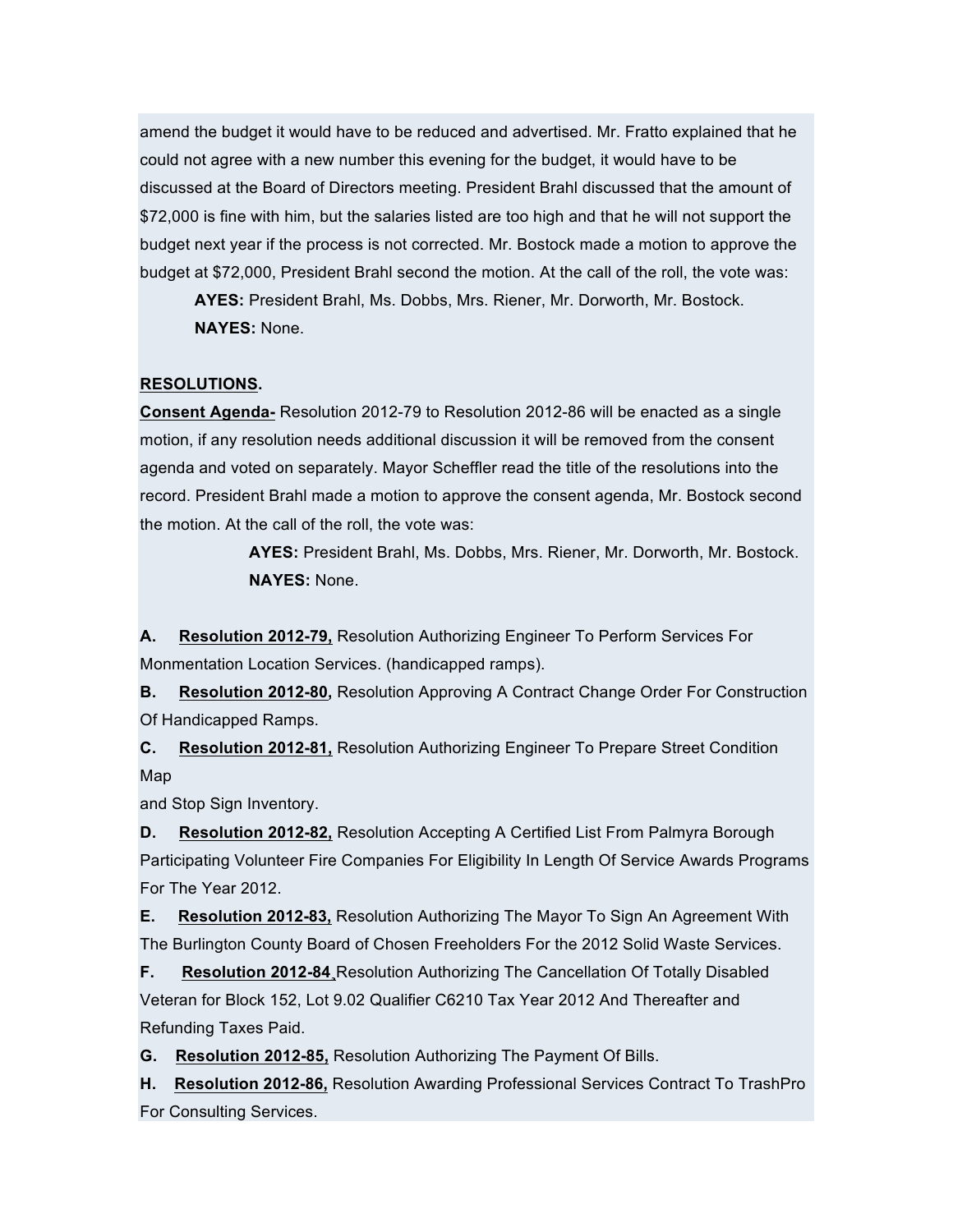amend the budget it would have to be reduced and advertised. Mr. Fratto explained that he could not agree with a new number this evening for the budget, it would have to be discussed at the Board of Directors meeting. President Brahl discussed that the amount of $72,000 is fine with him, but the salaries listed are too high and that he will not support the budget next year if the process is not corrected. Mr. Bostock made a motion to approve the budget at $72,000, President Brahl second the motion. At the call of the roll, the vote was:

> **AYES:** President Brahl, Ms. Dobbs, Mrs. Riener, Mr. Dorworth, Mr. Bostock.
> **NAYES:** None.

**<u>RESOLUTIONS</u>.**

**<u>Consent Agenda-</u>** Resolution 2012-79 to Resolution 2012-86 will be enacted as a single motion, if any resolution needs additional discussion it will be removed from the consent agenda and voted on separately. Mayor Scheffler read the title of the resolutions into the record. President Brahl made a motion to approve the consent agenda, Mr. Bostock second the motion. At the call of the roll, the vote was:

> **AYES:** President Brahl, Ms. Dobbs, Mrs. Riener, Mr. Dorworth, Mr. Bostock.
> **NAYES:** None.

**A.** **<u>Resolution 2012-79,</u>** Resolution Authorizing Engineer To Perform Services For Monmentation Location Services. (handicapped ramps).

**B.** **<u>Resolution 2012-80,</u>** Resolution Approving A Contract Change Order For Construction Of Handicapped Ramps.

**C.** **<u>Resolution 2012-81,</u>** Resolution Authorizing Engineer To Prepare Street Condition Map
and Stop Sign Inventory.

**D.** **<u>Resolution 2012-82,</u>** Resolution Accepting A Certified List From Palmyra Borough Participating Volunteer Fire Companies For Eligibility In Length Of Service Awards Programs For The Year 2012.

**E.** **<u>Resolution 2012-83,</u>** Resolution Authorizing The Mayor To Sign An Agreement With The Burlington County Board of Chosen Freeholders For the 2012 Solid Waste Services.

**F.** **<u>Resolution 2012-84</u>** Resolution Authorizing The Cancellation Of Totally Disabled Veteran for Block 152, Lot 9.02 Qualifier C6210 Tax Year 2012 And Thereafter and Refunding Taxes Paid.

**G.** **<u>Resolution 2012-85,</u>** Resolution Authorizing The Payment Of Bills.

**H.** **<u>Resolution 2012-86,</u>** Resolution Awarding Professional Services Contract To TrashPro For Consulting Services.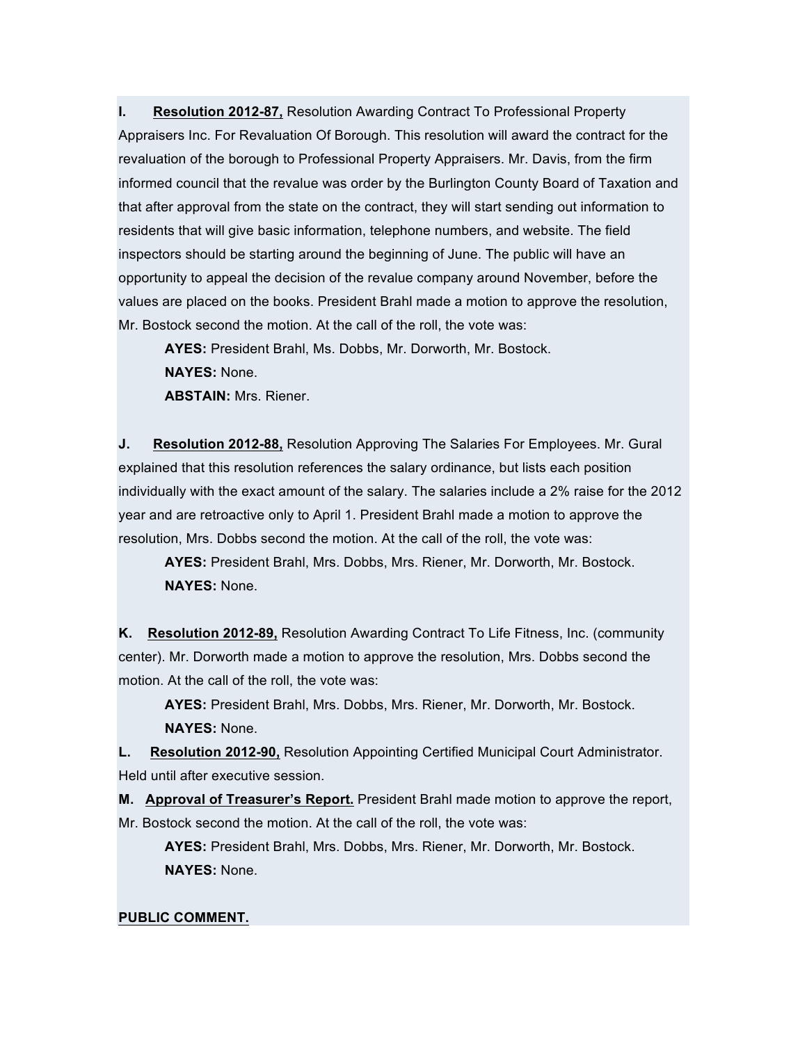**I.** **Resolution 2012-87,** Resolution Awarding Contract To Professional Property Appraisers Inc. For Revaluation Of Borough. This resolution will award the contract for the revaluation of the borough to Professional Property Appraisers. Mr. Davis, from the firm informed council that the revalue was order by the Burlington County Board of Taxation and that after approval from the state on the contract, they will start sending out information to residents that will give basic information, telephone numbers, and website. The field inspectors should be starting around the beginning of June. The public will have an opportunity to appeal the decision of the revalue company around November, before the values are placed on the books. President Brahl made a motion to approve the resolution, Mr. Bostock second the motion. At the call of the roll, the vote was:

> **AYES:** President Brahl, Ms. Dobbs, Mr. Dorworth, Mr. Bostock.
> **NAYES:** None.
> **ABSTAIN:** Mrs. Riener.

**J.** **Resolution 2012-88,** Resolution Approving The Salaries For Employees. Mr. Gural explained that this resolution references the salary ordinance, but lists each position individually with the exact amount of the salary. The salaries include a 2% raise for the 2012 year and are retroactive only to April 1. President Brahl made a motion to approve the resolution, Mrs. Dobbs second the motion. At the call of the roll, the vote was:

> **AYES:** President Brahl, Mrs. Dobbs, Mrs. Riener, Mr. Dorworth, Mr. Bostock.
> **NAYES:** None.

**K.** **Resolution 2012-89,** Resolution Awarding Contract To Life Fitness, Inc. (community center). Mr. Dorworth made a motion to approve the resolution, Mrs. Dobbs second the motion. At the call of the roll, the vote was:

> **AYES:** President Brahl, Mrs. Dobbs, Mrs. Riener, Mr. Dorworth, Mr. Bostock.
> **NAYES:** None.

**L.** **Resolution 2012-90,** Resolution Appointing Certified Municipal Court Administrator. Held until after executive session.

**M.** **Approval of Treasurer's Report.** President Brahl made motion to approve the report, Mr. Bostock second the motion. At the call of the roll, the vote was:

> **AYES:** President Brahl, Mrs. Dobbs, Mrs. Riener, Mr. Dorworth, Mr. Bostock.
> **NAYES:** None.

**PUBLIC COMMENT.**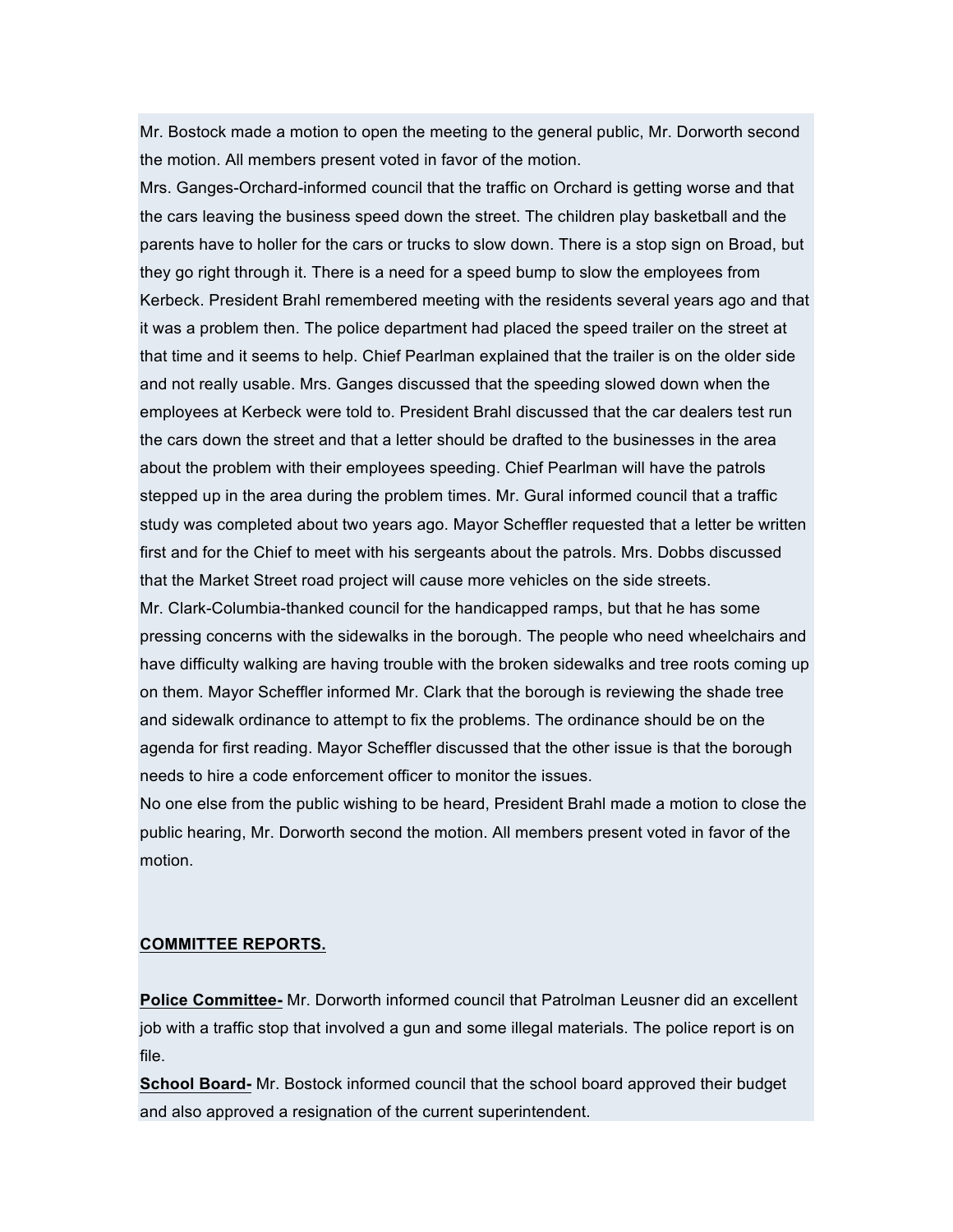Mr. Bostock made a motion to open the meeting to the general public, Mr. Dorworth second the motion. All members present voted in favor of the motion.

Mrs. Ganges-Orchard-informed council that the traffic on Orchard is getting worse and that the cars leaving the business speed down the street. The children play basketball and the parents have to holler for the cars or trucks to slow down. There is a stop sign on Broad, but they go right through it. There is a need for a speed bump to slow the employees from Kerbeck. President Brahl remembered meeting with the residents several years ago and that it was a problem then. The police department had placed the speed trailer on the street at that time and it seems to help. Chief Pearlman explained that the trailer is on the older side and not really usable. Mrs. Ganges discussed that the speeding slowed down when the employees at Kerbeck were told to. President Brahl discussed that the car dealers test run the cars down the street and that a letter should be drafted to the businesses in the area about the problem with their employees speeding. Chief Pearlman will have the patrols stepped up in the area during the problem times. Mr. Gural informed council that a traffic study was completed about two years ago. Mayor Scheffler requested that a letter be written first and for the Chief to meet with his sergeants about the patrols. Mrs. Dobbs discussed that the Market Street road project will cause more vehicles on the side streets.

Mr. Clark-Columbia-thanked council for the handicapped ramps, but that he has some pressing concerns with the sidewalks in the borough. The people who need wheelchairs and have difficulty walking are having trouble with the broken sidewalks and tree roots coming up on them. Mayor Scheffler informed Mr. Clark that the borough is reviewing the shade tree and sidewalk ordinance to attempt to fix the problems. The ordinance should be on the agenda for first reading. Mayor Scheffler discussed that the other issue is that the borough needs to hire a code enforcement officer to monitor the issues.

No one else from the public wishing to be heard, President Brahl made a motion to close the public hearing, Mr. Dorworth second the motion. All members present voted in favor of the motion.

## COMMITTEE REPORTS.

**Police Committee-** Mr. Dorworth informed council that Patrolman Leusner did an excellent job with a traffic stop that involved a gun and some illegal materials. The police report is on file.

**School Board-** Mr. Bostock informed council that the school board approved their budget and also approved a resignation of the current superintendent.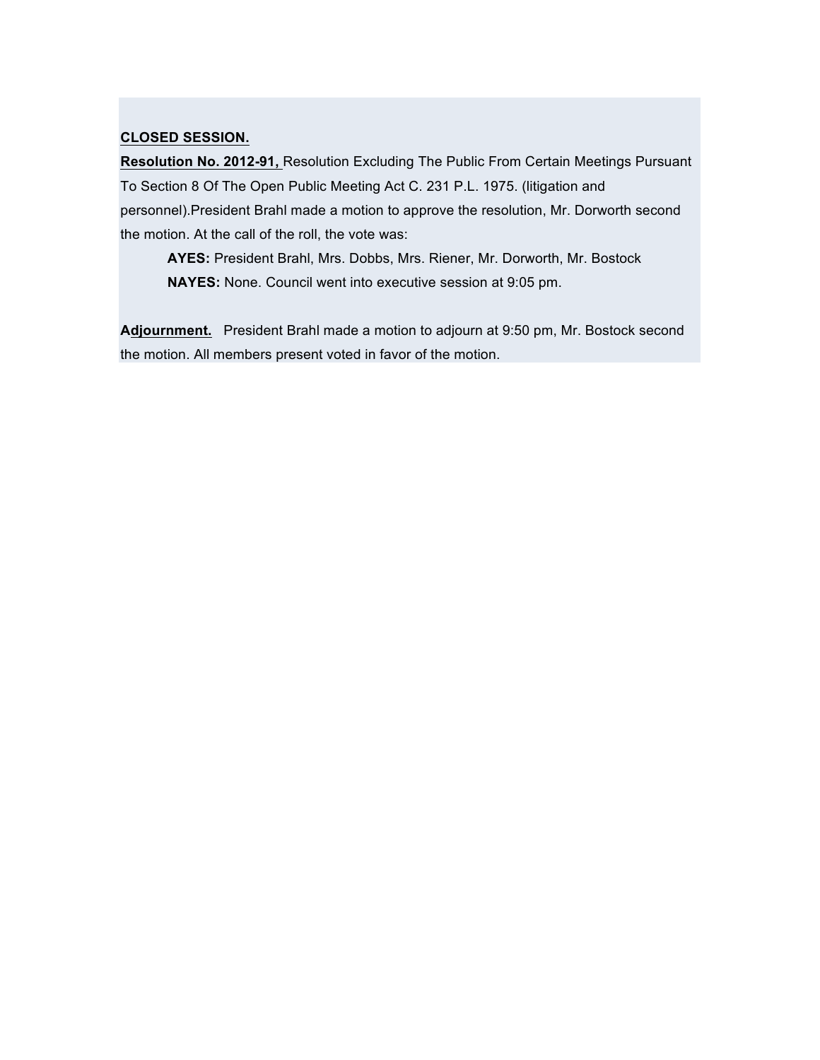**CLOSED SESSION.**

**Resolution No. 2012-91,** Resolution Excluding The Public From Certain Meetings Pursuant To Section 8 Of The Open Public Meeting Act C. 231 P.L. 1975. (litigation and personnel).President Brahl made a motion to approve the resolution, Mr. Dorworth second the motion. At the call of the roll, the vote was:

**AYES:** President Brahl, Mrs. Dobbs, Mrs. Riener, Mr. Dorworth, Mr. Bostock

**NAYES:** None. Council went into executive session at 9:05 pm.

**Adjournment.** President Brahl made a motion to adjourn at 9:50 pm, Mr. Bostock second the motion. All members present voted in favor of the motion.